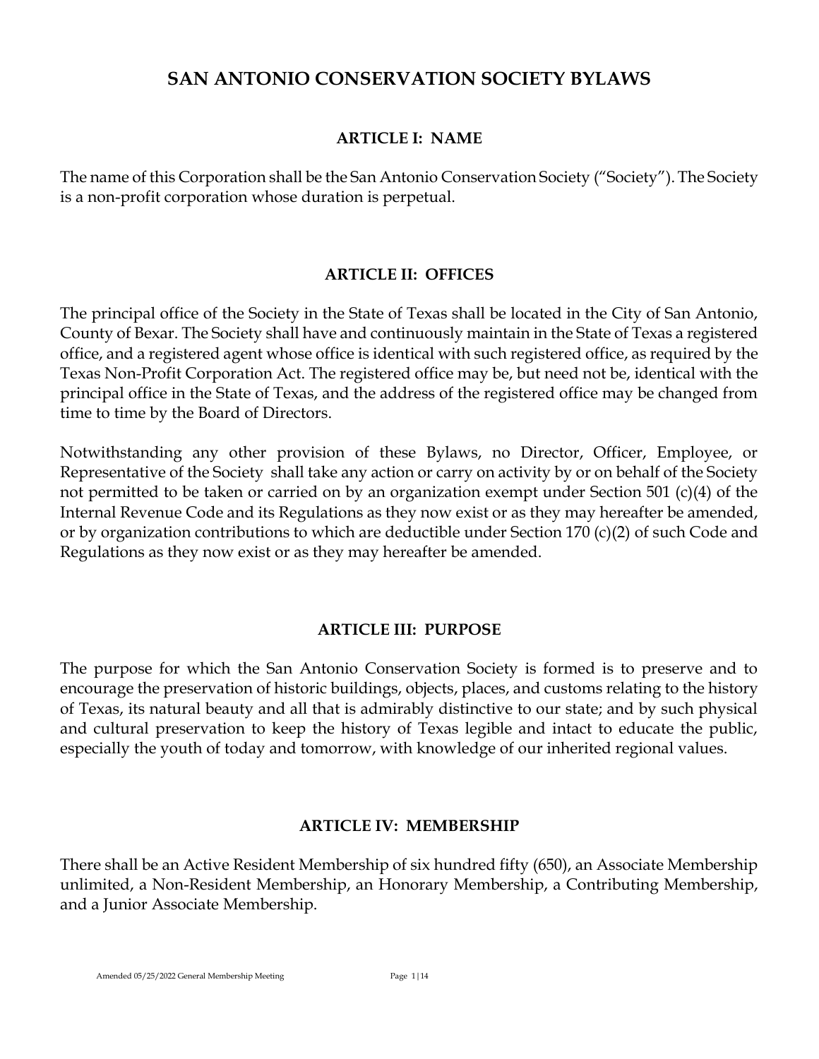# SAN ANTONIO CONSERVATION SOCIETY BYLAWS

## ARTICLE I: NAME

The name of this Corporation shall be the San Antonio Conservation Society ("Society"). The Society is a non-profit corporation whose duration is perpetual.

## ARTICLE II: OFFICES

The principal office of the Society in the State of Texas shall be located in the City of San Antonio, County of Bexar. The Society shall have and continuously maintain in the State of Texas a registered office, and a registered agent whose office is identical with such registered office, as required by the Texas Non-Profit Corporation Act. The registered office may be, but need not be, identical with the principal office in the State of Texas, and the address of the registered office may be changed from time to time by the Board of Directors.

Notwithstanding any other provision of these Bylaws, no Director, Officer, Employee, or Representative of the Society shall take any action or carry on activity by or on behalf of the Society not permitted to be taken or carried on by an organization exempt under Section 501 (c)(4) of the Internal Revenue Code and its Regulations as they now exist or as they may hereafter be amended, or by organization contributions to which are deductible under Section 170 (c)(2) of such Code and Regulations as they now exist or as they may hereafter be amended.

## ARTICLE III: PURPOSE

The purpose for which the San Antonio Conservation Society is formed is to preserve and to encourage the preservation of historic buildings, objects, places, and customs relating to the history of Texas, its natural beauty and all that is admirably distinctive to our state; and by such physical and cultural preservation to keep the history of Texas legible and intact to educate the public, especially the youth of today and tomorrow, with knowledge of our inherited regional values.

## ARTICLE IV: MEMBERSHIP

There shall be an Active Resident Membership of six hundred fifty (650), an Associate Membership unlimited, a Non-Resident Membership, an Honorary Membership, a Contributing Membership, and a Junior Associate Membership.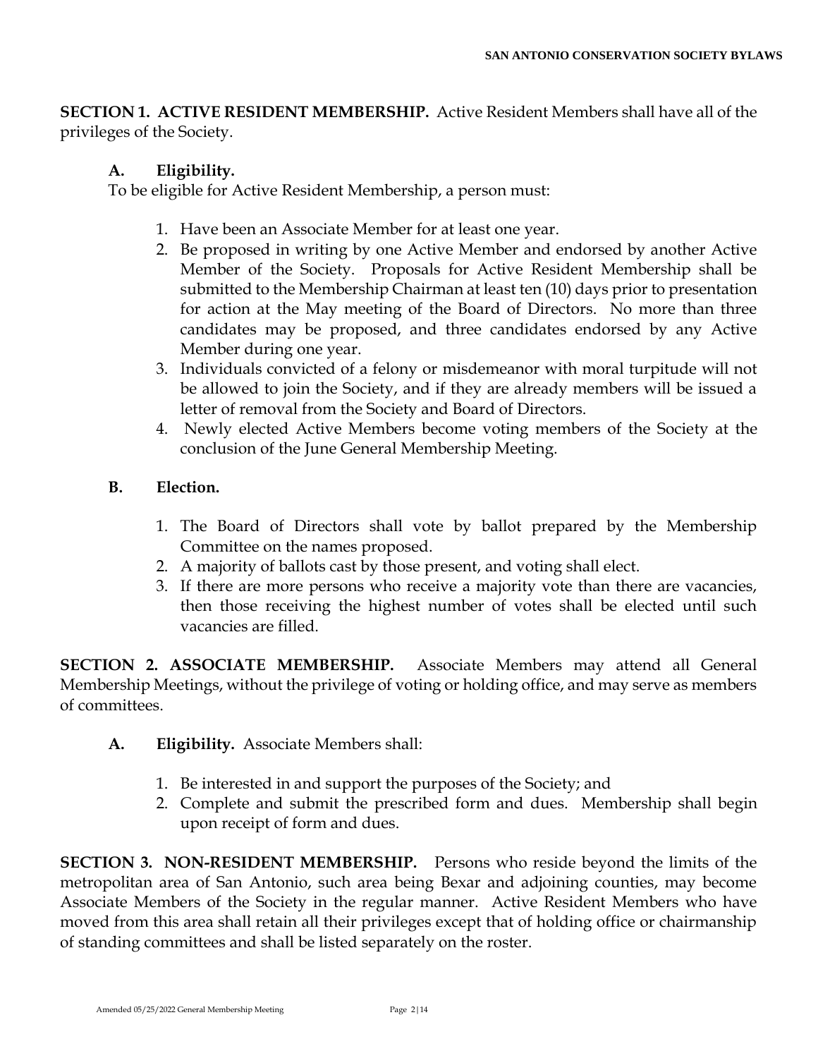**SECTION 1. ACTIVE RESIDENT MEMBERSHIP.** Active Resident Members shall have all of the privileges of the Society.

**A. Eligibility.**

To be eligible for Active Resident Membership, a person must:

1. Have been an Associate Member for at least one year.
2. Be proposed in writing by one Active Member and endorsed by another Active Member of the Society. Proposals for Active Resident Membership shall be submitted to the Membership Chairman at least ten (10) days prior to presentation for action at the May meeting of the Board of Directors. No more than three candidates may be proposed, and three candidates endorsed by any Active Member during one year.
3. Individuals convicted of a felony or misdemeanor with moral turpitude will not be allowed to join the Society, and if they are already members will be issued a letter of removal from the Society and Board of Directors.
4. Newly elected Active Members become voting members of the Society at the conclusion of the June General Membership Meeting.

**B. Election.**

1. The Board of Directors shall vote by ballot prepared by the Membership Committee on the names proposed.
2. A majority of ballots cast by those present, and voting shall elect.
3. If there are more persons who receive a majority vote than there are vacancies, then those receiving the highest number of votes shall be elected until such vacancies are filled.

**SECTION 2. ASSOCIATE MEMBERSHIP.** Associate Members may attend all General Membership Meetings, without the privilege of voting or holding office, and may serve as members of committees.

**A. Eligibility.** Associate Members shall:

1. Be interested in and support the purposes of the Society; and
2. Complete and submit the prescribed form and dues. Membership shall begin upon receipt of form and dues.

**SECTION 3. NON-RESIDENT MEMBERSHIP.** Persons who reside beyond the limits of the metropolitan area of San Antonio, such area being Bexar and adjoining counties, may become Associate Members of the Society in the regular manner. Active Resident Members who have moved from this area shall retain all their privileges except that of holding office or chairmanship of standing committees and shall be listed separately on the roster.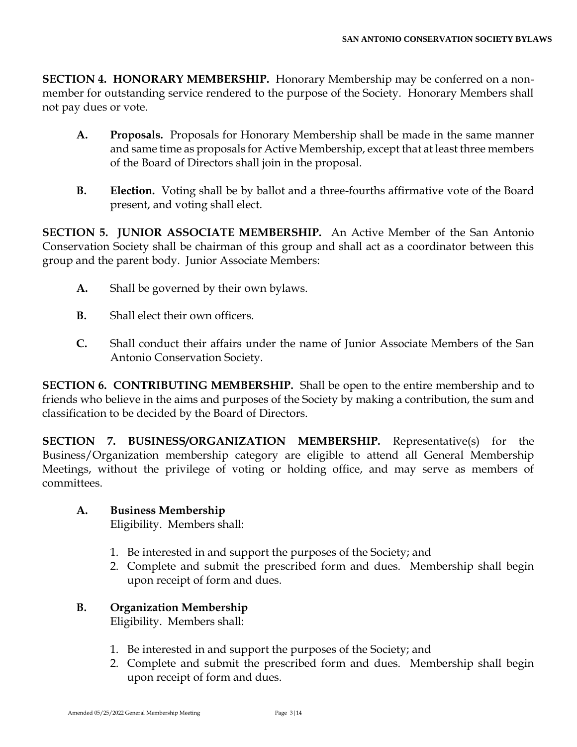**SECTION 4. HONORARY MEMBERSHIP.** Honorary Membership may be conferred on a non-member for outstanding service rendered to the purpose of the Society. Honorary Members shall not pay dues or vote.

- **A. Proposals.** Proposals for Honorary Membership shall be made in the same manner and same time as proposals for Active Membership, except that at least three members of the Board of Directors shall join in the proposal.
- **B. Election.** Voting shall be by ballot and a three-fourths affirmative vote of the Board present, and voting shall elect.

**SECTION 5. JUNIOR ASSOCIATE MEMBERSHIP.** An Active Member of the San Antonio Conservation Society shall be chairman of this group and shall act as a coordinator between this group and the parent body. Junior Associate Members:

- **A.** Shall be governed by their own bylaws.
- **B.** Shall elect their own officers.
- **C.** Shall conduct their affairs under the name of Junior Associate Members of the San Antonio Conservation Society.

**SECTION 6. CONTRIBUTING MEMBERSHIP.** Shall be open to the entire membership and to friends who believe in the aims and purposes of the Society by making a contribution, the sum and classification to be decided by the Board of Directors.

**SECTION 7. BUSINESS/ORGANIZATION MEMBERSHIP.** Representative(s) for the Business/Organization membership category are eligible to attend all General Membership Meetings, without the privilege of voting or holding office, and may serve as members of committees.

**A. Business Membership**

Eligibility. Members shall:

1. Be interested in and support the purposes of the Society; and
2. Complete and submit the prescribed form and dues. Membership shall begin upon receipt of form and dues.

**B. Organization Membership**

Eligibility. Members shall:

1. Be interested in and support the purposes of the Society; and
2. Complete and submit the prescribed form and dues. Membership shall begin upon receipt of form and dues.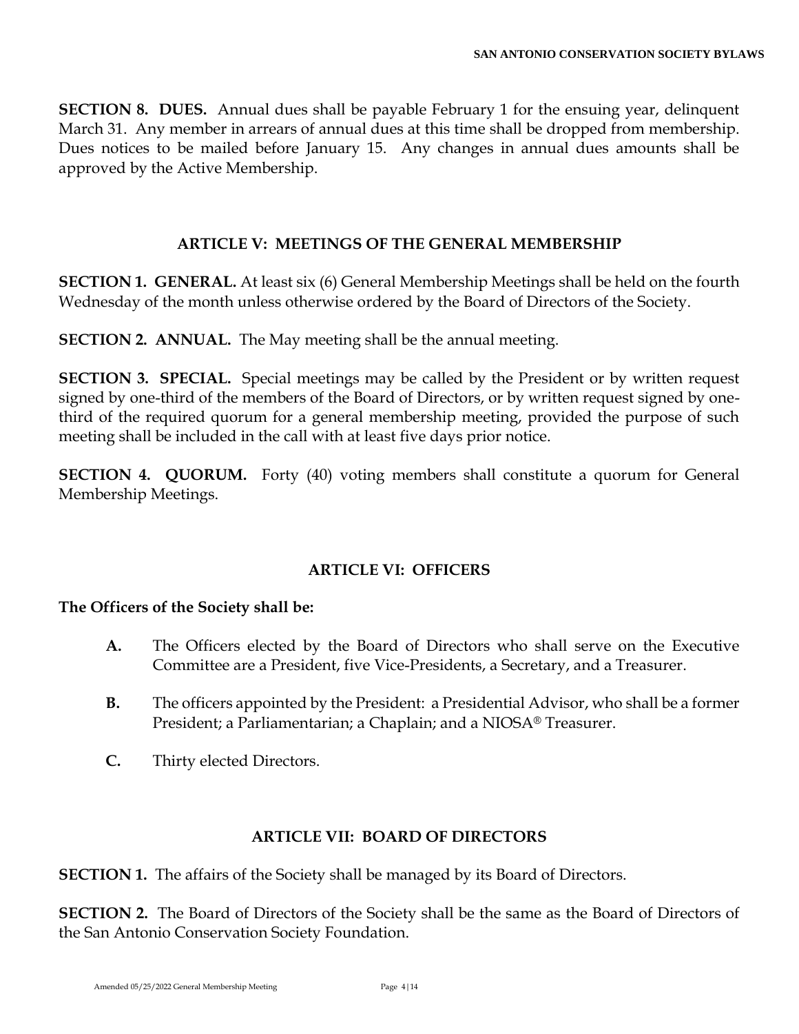**SECTION 8. DUES.** Annual dues shall be payable February 1 for the ensuing year, delinquent March 31. Any member in arrears of annual dues at this time shall be dropped from membership. Dues notices to be mailed before January 15. Any changes in annual dues amounts shall be approved by the Active Membership.

## ARTICLE V: MEETINGS OF THE GENERAL MEMBERSHIP

**SECTION 1. GENERAL.** At least six (6) General Membership Meetings shall be held on the fourth Wednesday of the month unless otherwise ordered by the Board of Directors of the Society.

**SECTION 2. ANNUAL.** The May meeting shall be the annual meeting.

**SECTION 3. SPECIAL.** Special meetings may be called by the President or by written request signed by one-third of the members of the Board of Directors, or by written request signed by one-third of the required quorum for a general membership meeting, provided the purpose of such meeting shall be included in the call with at least five days prior notice.

**SECTION 4. QUORUM.** Forty (40) voting members shall constitute a quorum for General Membership Meetings.

## ARTICLE VI: OFFICERS

**The Officers of the Society shall be:**

- **A.** The Officers elected by the Board of Directors who shall serve on the Executive Committee are a President, five Vice-Presidents, a Secretary, and a Treasurer.
- **B.** The officers appointed by the President: a Presidential Advisor, who shall be a former President; a Parliamentarian; a Chaplain; and a NIOSA® Treasurer.
- **C.** Thirty elected Directors.

## ARTICLE VII: BOARD OF DIRECTORS

**SECTION 1.** The affairs of the Society shall be managed by its Board of Directors.

**SECTION 2.** The Board of Directors of the Society shall be the same as the Board of Directors of the San Antonio Conservation Society Foundation.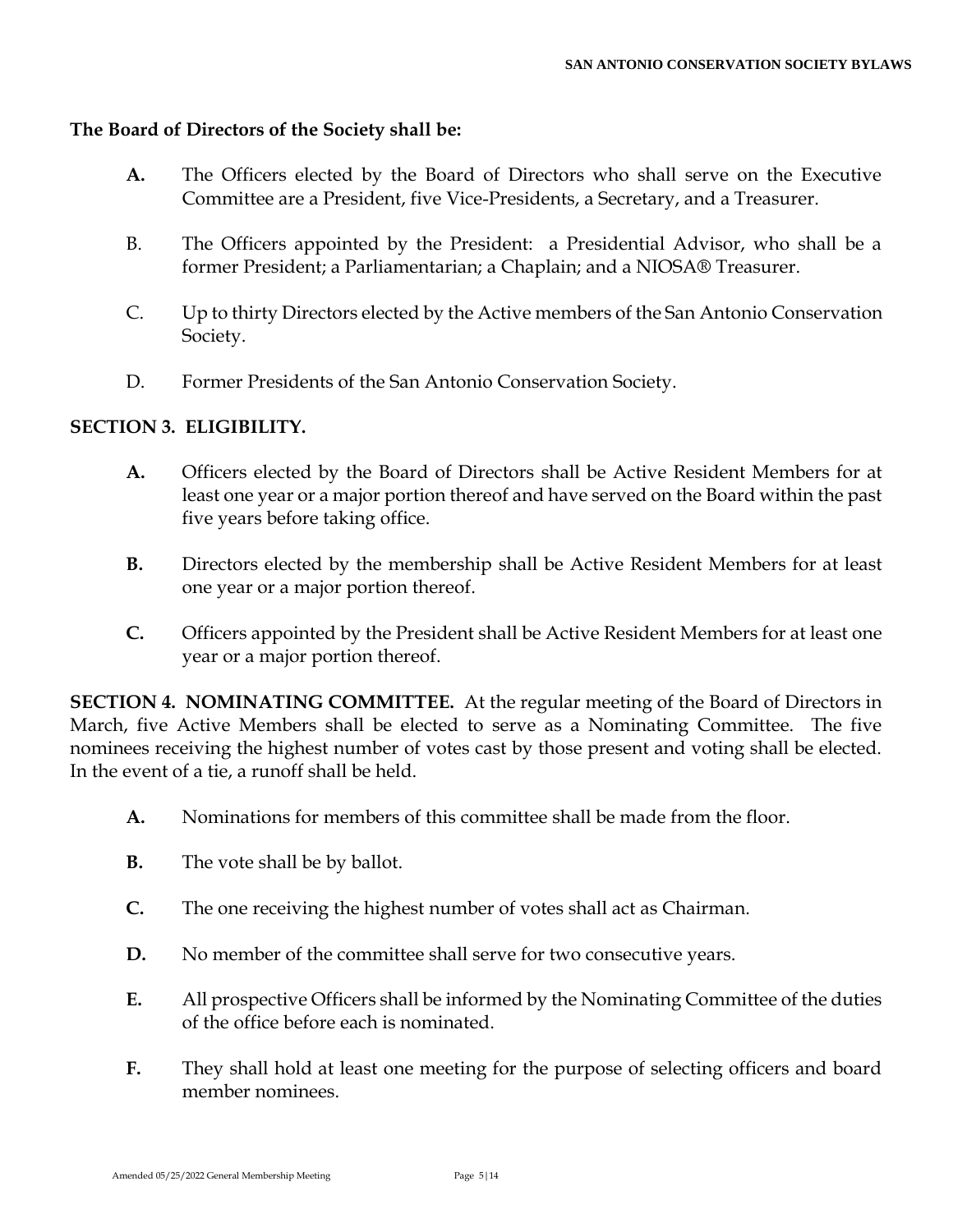**The Board of Directors of the Society shall be:**

**A.** The Officers elected by the Board of Directors who shall serve on the Executive Committee are a President, five Vice-Presidents, a Secretary, and a Treasurer.

B. The Officers appointed by the President: a Presidential Advisor, who shall be a former President; a Parliamentarian; a Chaplain; and a NIOSA® Treasurer.

C. Up to thirty Directors elected by the Active members of the San Antonio Conservation Society.

D. Former Presidents of the San Antonio Conservation Society.

## SECTION 3. ELIGIBILITY.

**A.** Officers elected by the Board of Directors shall be Active Resident Members for at least one year or a major portion thereof and have served on the Board within the past five years before taking office.

**B.** Directors elected by the membership shall be Active Resident Members for at least one year or a major portion thereof.

**C.** Officers appointed by the President shall be Active Resident Members for at least one year or a major portion thereof.

**SECTION 4. NOMINATING COMMITTEE.** At the regular meeting of the Board of Directors in March, five Active Members shall be elected to serve as a Nominating Committee. The five nominees receiving the highest number of votes cast by those present and voting shall be elected. In the event of a tie, a runoff shall be held.

**A.** Nominations for members of this committee shall be made from the floor.

**B.** The vote shall be by ballot.

**C.** The one receiving the highest number of votes shall act as Chairman.

**D.** No member of the committee shall serve for two consecutive years.

**E.** All prospective Officers shall be informed by the Nominating Committee of the duties of the office before each is nominated.

**F.** They shall hold at least one meeting for the purpose of selecting officers and board member nominees.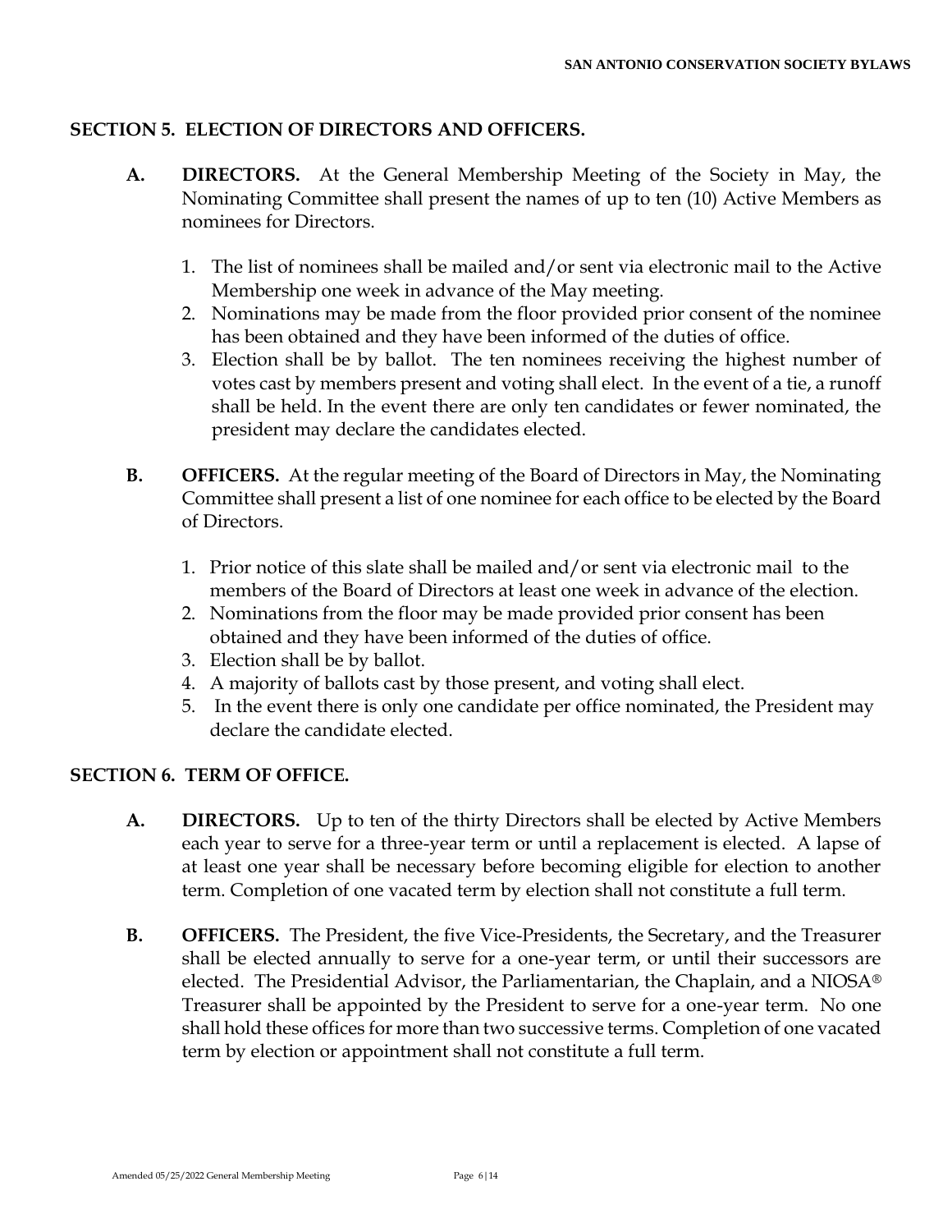## SECTION 5. ELECTION OF DIRECTORS AND OFFICERS.

**A. DIRECTORS.** At the General Membership Meeting of the Society in May, the Nominating Committee shall present the names of up to ten (10) Active Members as nominees for Directors.

1. The list of nominees shall be mailed and/or sent via electronic mail to the Active Membership one week in advance of the May meeting.
2. Nominations may be made from the floor provided prior consent of the nominee has been obtained and they have been informed of the duties of office.
3. Election shall be by ballot. The ten nominees receiving the highest number of votes cast by members present and voting shall elect. In the event of a tie, a runoff shall be held. In the event there are only ten candidates or fewer nominated, the president may declare the candidates elected.

**B. OFFICERS.** At the regular meeting of the Board of Directors in May, the Nominating Committee shall present a list of one nominee for each office to be elected by the Board of Directors.

1. Prior notice of this slate shall be mailed and/or sent via electronic mail to the members of the Board of Directors at least one week in advance of the election.
2. Nominations from the floor may be made provided prior consent has been obtained and they have been informed of the duties of office.
3. Election shall be by ballot.
4. A majority of ballots cast by those present, and voting shall elect.
5. In the event there is only one candidate per office nominated, the President may declare the candidate elected.

## SECTION 6. TERM OF OFFICE.

**A. DIRECTORS.** Up to ten of the thirty Directors shall be elected by Active Members each year to serve for a three-year term or until a replacement is elected. A lapse of at least one year shall be necessary before becoming eligible for election to another term. Completion of one vacated term by election shall not constitute a full term.

**B. OFFICERS.** The President, the five Vice-Presidents, the Secretary, and the Treasurer shall be elected annually to serve for a one-year term, or until their successors are elected. The Presidential Advisor, the Parliamentarian, the Chaplain, and a NIOSA® Treasurer shall be appointed by the President to serve for a one-year term. No one shall hold these offices for more than two successive terms. Completion of one vacated term by election or appointment shall not constitute a full term.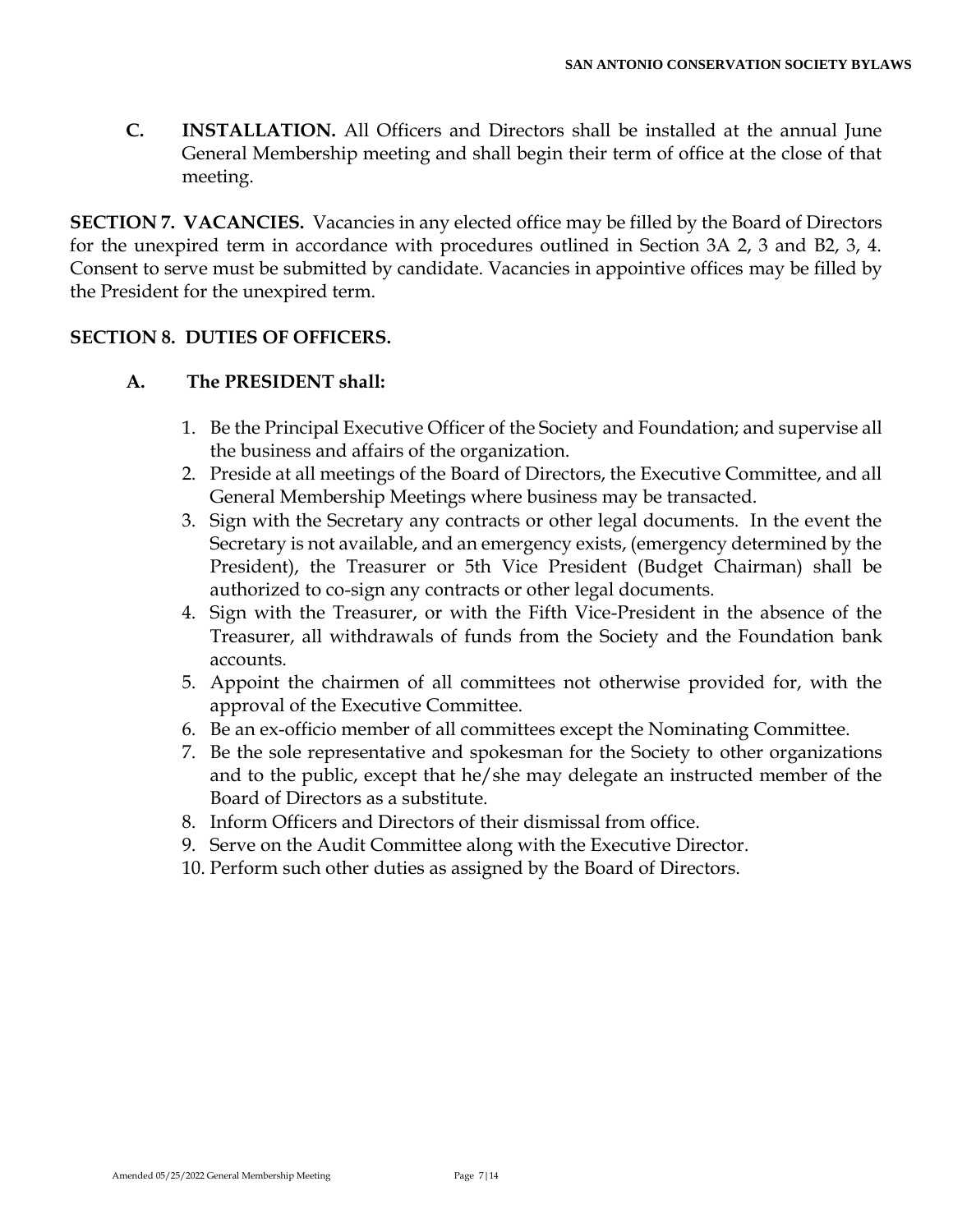**C. INSTALLATION.** All Officers and Directors shall be installed at the annual June General Membership meeting and shall begin their term of office at the close of that meeting.

**SECTION 7. VACANCIES.** Vacancies in any elected office may be filled by the Board of Directors for the unexpired term in accordance with procedures outlined in Section 3A 2, 3 and B2, 3, 4. Consent to serve must be submitted by candidate. Vacancies in appointive offices may be filled by the President for the unexpired term.

**SECTION 8. DUTIES OF OFFICERS.**

**A. The PRESIDENT shall:**

1. Be the Principal Executive Officer of the Society and Foundation; and supervise all the business and affairs of the organization.
2. Preside at all meetings of the Board of Directors, the Executive Committee, and all General Membership Meetings where business may be transacted.
3. Sign with the Secretary any contracts or other legal documents. In the event the Secretary is not available, and an emergency exists, (emergency determined by the President), the Treasurer or 5th Vice President (Budget Chairman) shall be authorized to co-sign any contracts or other legal documents.
4. Sign with the Treasurer, or with the Fifth Vice-President in the absence of the Treasurer, all withdrawals of funds from the Society and the Foundation bank accounts.
5. Appoint the chairmen of all committees not otherwise provided for, with the approval of the Executive Committee.
6. Be an ex-officio member of all committees except the Nominating Committee.
7. Be the sole representative and spokesman for the Society to other organizations and to the public, except that he/she may delegate an instructed member of the Board of Directors as a substitute.
8. Inform Officers and Directors of their dismissal from office.
9. Serve on the Audit Committee along with the Executive Director.
10. Perform such other duties as assigned by the Board of Directors.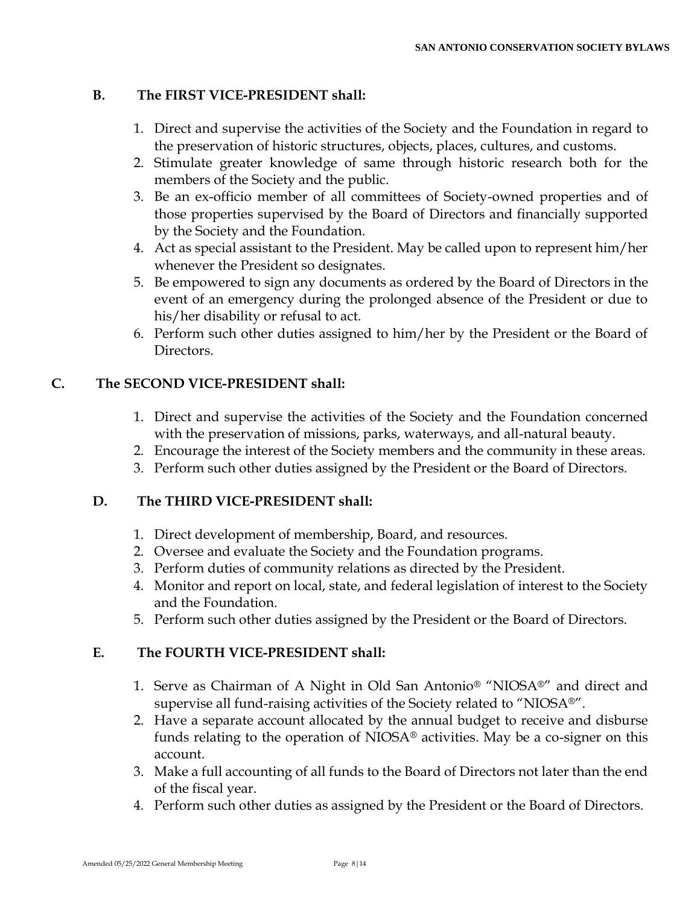### B. The FIRST VICE-PRESIDENT shall:

1. Direct and supervise the activities of the Society and the Foundation in regard to the preservation of historic structures, objects, places, cultures, and customs.
2. Stimulate greater knowledge of same through historic research both for the members of the Society and the public.
3. Be an ex-officio member of all committees of Society-owned properties and of those properties supervised by the Board of Directors and financially supported by the Society and the Foundation.
4. Act as special assistant to the President. May be called upon to represent him/her whenever the President so designates.
5. Be empowered to sign any documents as ordered by the Board of Directors in the event of an emergency during the prolonged absence of the President or due to his/her disability or refusal to act.
6. Perform such other duties assigned to him/her by the President or the Board of Directors.

### C. The SECOND VICE-PRESIDENT shall:

1. Direct and supervise the activities of the Society and the Foundation concerned with the preservation of missions, parks, waterways, and all-natural beauty.
2. Encourage the interest of the Society members and the community in these areas.
3. Perform such other duties assigned by the President or the Board of Directors.

### D. The THIRD VICE-PRESIDENT shall:

1. Direct development of membership, Board, and resources.
2. Oversee and evaluate the Society and the Foundation programs.
3. Perform duties of community relations as directed by the President.
4. Monitor and report on local, state, and federal legislation of interest to the Society and the Foundation.
5. Perform such other duties assigned by the President or the Board of Directors.

### E. The FOURTH VICE-PRESIDENT shall:

1. Serve as Chairman of A Night in Old San Antonio® "NIOSA®" and direct and supervise all fund-raising activities of the Society related to "NIOSA®".
2. Have a separate account allocated by the annual budget to receive and disburse funds relating to the operation of NIOSA® activities. May be a co-signer on this account.
3. Make a full accounting of all funds to the Board of Directors not later than the end of the fiscal year.
4. Perform such other duties as assigned by the President or the Board of Directors.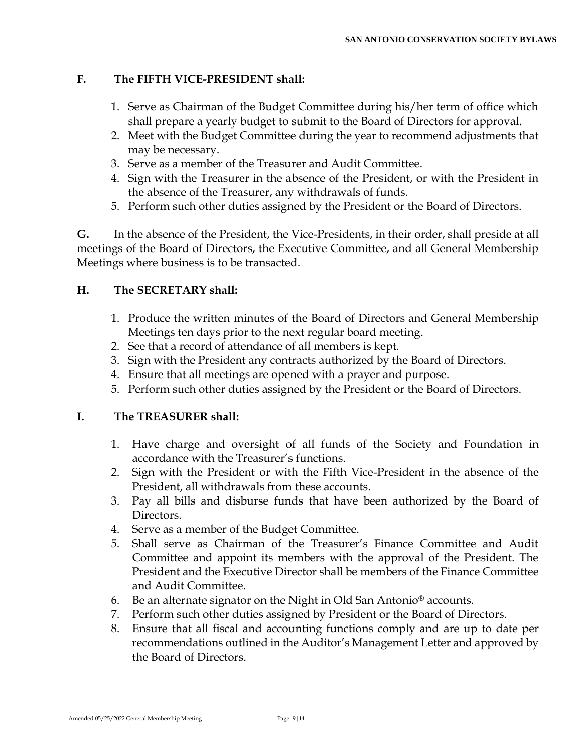## F. The FIFTH VICE-PRESIDENT shall:

1. Serve as Chairman of the Budget Committee during his/her term of office which shall prepare a yearly budget to submit to the Board of Directors for approval.
2. Meet with the Budget Committee during the year to recommend adjustments that may be necessary.
3. Serve as a member of the Treasurer and Audit Committee.
4. Sign with the Treasurer in the absence of the President, or with the President in the absence of the Treasurer, any withdrawals of funds.
5. Perform such other duties assigned by the President or the Board of Directors.

**G.** In the absence of the President, the Vice-Presidents, in their order, shall preside at all meetings of the Board of Directors, the Executive Committee, and all General Membership Meetings where business is to be transacted.

## H. The SECRETARY shall:

1. Produce the written minutes of the Board of Directors and General Membership Meetings ten days prior to the next regular board meeting.
2. See that a record of attendance of all members is kept.
3. Sign with the President any contracts authorized by the Board of Directors.
4. Ensure that all meetings are opened with a prayer and purpose.
5. Perform such other duties assigned by the President or the Board of Directors.

## I. The TREASURER shall:

1. Have charge and oversight of all funds of the Society and Foundation in accordance with the Treasurer's functions.
2. Sign with the President or with the Fifth Vice-President in the absence of the President, all withdrawals from these accounts.
3. Pay all bills and disburse funds that have been authorized by the Board of Directors.
4. Serve as a member of the Budget Committee.
5. Shall serve as Chairman of the Treasurer's Finance Committee and Audit Committee and appoint its members with the approval of the President. The President and the Executive Director shall be members of the Finance Committee and Audit Committee.
6. Be an alternate signator on the Night in Old San Antonio® accounts.
7. Perform such other duties assigned by President or the Board of Directors.
8. Ensure that all fiscal and accounting functions comply and are up to date per recommendations outlined in the Auditor's Management Letter and approved by the Board of Directors.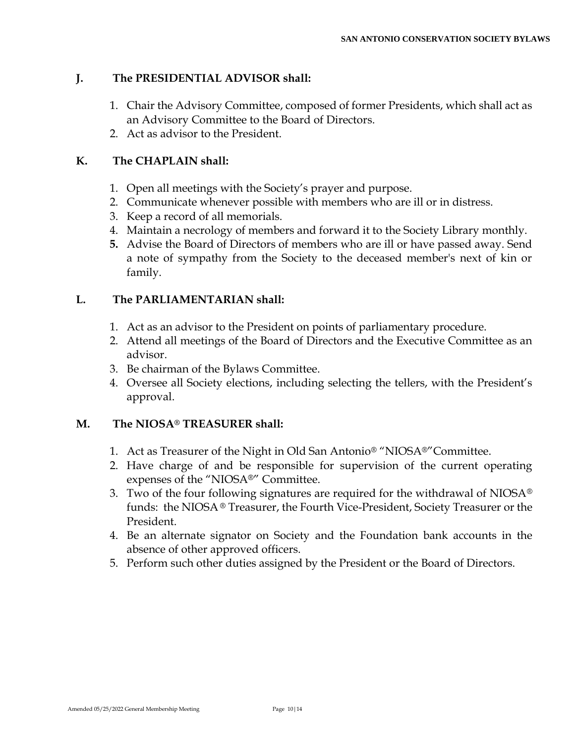## J. The PRESIDENTIAL ADVISOR shall:

1. Chair the Advisory Committee, composed of former Presidents, which shall act as an Advisory Committee to the Board of Directors.
2. Act as advisor to the President.

## K. The CHAPLAIN shall:

1. Open all meetings with the Society's prayer and purpose.
2. Communicate whenever possible with members who are ill or in distress.
3. Keep a record of all memorials.
4. Maintain a necrology of members and forward it to the Society Library monthly.
5. Advise the Board of Directors of members who are ill or have passed away. Send a note of sympathy from the Society to the deceased member's next of kin or family.

## L. The PARLIAMENTARIAN shall:

1. Act as an advisor to the President on points of parliamentary procedure.
2. Attend all meetings of the Board of Directors and the Executive Committee as an advisor.
3. Be chairman of the Bylaws Committee.
4. Oversee all Society elections, including selecting the tellers, with the President's approval.

## M. The NIOSA® TREASURER shall:

1. Act as Treasurer of the Night in Old San Antonio® "NIOSA®" Committee.
2. Have charge of and be responsible for supervision of the current operating expenses of the "NIOSA®" Committee.
3. Two of the four following signatures are required for the withdrawal of NIOSA® funds: the NIOSA® Treasurer, the Fourth Vice-President, Society Treasurer or the President.
4. Be an alternate signator on Society and the Foundation bank accounts in the absence of other approved officers.
5. Perform such other duties assigned by the President or the Board of Directors.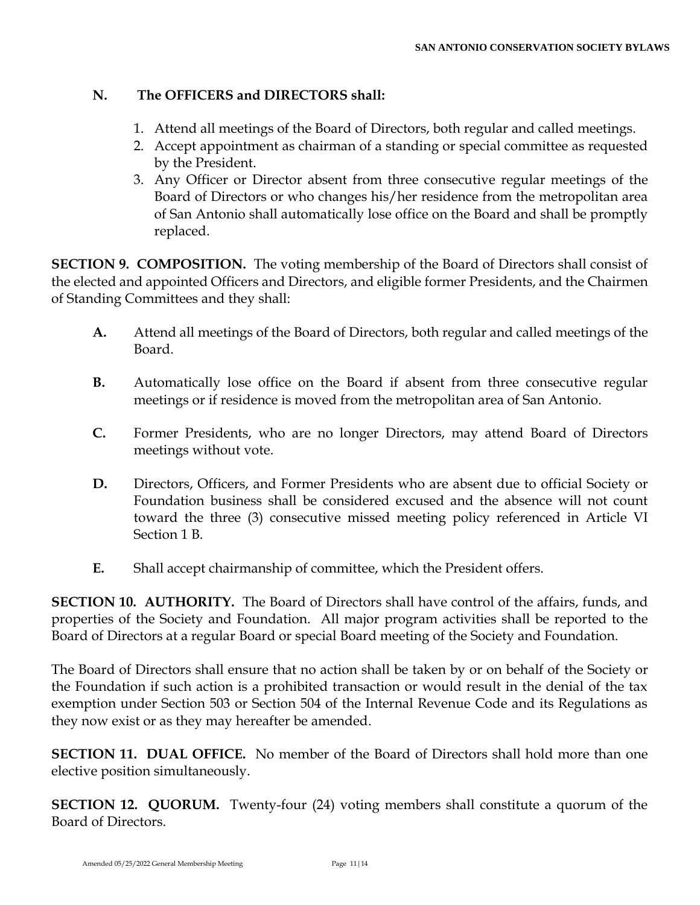**N. The OFFICERS and DIRECTORS shall:**

1. Attend all meetings of the Board of Directors, both regular and called meetings.
2. Accept appointment as chairman of a standing or special committee as requested by the President.
3. Any Officer or Director absent from three consecutive regular meetings of the Board of Directors or who changes his/her residence from the metropolitan area of San Antonio shall automatically lose office on the Board and shall be promptly replaced.

**SECTION 9. COMPOSITION.** The voting membership of the Board of Directors shall consist of the elected and appointed Officers and Directors, and eligible former Presidents, and the Chairmen of Standing Committees and they shall:

**A.** Attend all meetings of the Board of Directors, both regular and called meetings of the Board.

**B.** Automatically lose office on the Board if absent from three consecutive regular meetings or if residence is moved from the metropolitan area of San Antonio.

**C.** Former Presidents, who are no longer Directors, may attend Board of Directors meetings without vote.

**D.** Directors, Officers, and Former Presidents who are absent due to official Society or Foundation business shall be considered excused and the absence will not count toward the three (3) consecutive missed meeting policy referenced in Article VI Section 1 B.

**E.** Shall accept chairmanship of committee, which the President offers.

**SECTION 10. AUTHORITY.** The Board of Directors shall have control of the affairs, funds, and properties of the Society and Foundation. All major program activities shall be reported to the Board of Directors at a regular Board or special Board meeting of the Society and Foundation.

The Board of Directors shall ensure that no action shall be taken by or on behalf of the Society or the Foundation if such action is a prohibited transaction or would result in the denial of the tax exemption under Section 503 or Section 504 of the Internal Revenue Code and its Regulations as they now exist or as they may hereafter be amended.

**SECTION 11. DUAL OFFICE.** No member of the Board of Directors shall hold more than one elective position simultaneously.

**SECTION 12. QUORUM.** Twenty-four (24) voting members shall constitute a quorum of the Board of Directors.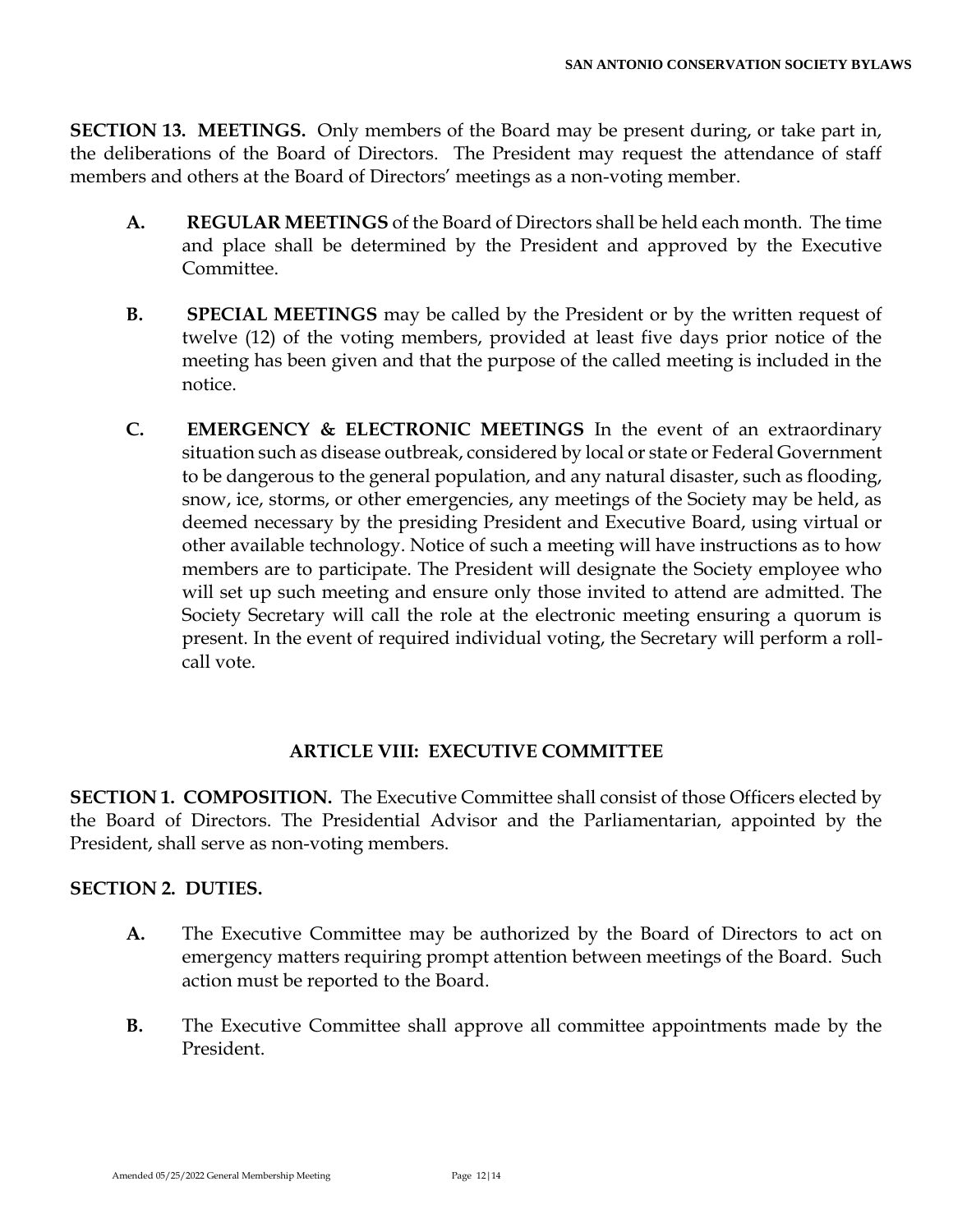**SECTION 13. MEETINGS.** Only members of the Board may be present during, or take part in, the deliberations of the Board of Directors. The President may request the attendance of staff members and others at the Board of Directors' meetings as a non-voting member.

**A.** **REGULAR MEETINGS** of the Board of Directors shall be held each month. The time and place shall be determined by the President and approved by the Executive Committee.

**B.** **SPECIAL MEETINGS** may be called by the President or by the written request of twelve (12) of the voting members, provided at least five days prior notice of the meeting has been given and that the purpose of the called meeting is included in the notice.

**C.** **EMERGENCY & ELECTRONIC MEETINGS** In the event of an extraordinary situation such as disease outbreak, considered by local or state or Federal Government to be dangerous to the general population, and any natural disaster, such as flooding, snow, ice, storms, or other emergencies, any meetings of the Society may be held, as deemed necessary by the presiding President and Executive Board, using virtual or other available technology. Notice of such a meeting will have instructions as to how members are to participate. The President will designate the Society employee who will set up such meeting and ensure only those invited to attend are admitted. The Society Secretary will call the role at the electronic meeting ensuring a quorum is present. In the event of required individual voting, the Secretary will perform a roll-call vote.

## ARTICLE VIII: EXECUTIVE COMMITTEE

**SECTION 1. COMPOSITION.** The Executive Committee shall consist of those Officers elected by the Board of Directors. The Presidential Advisor and the Parliamentarian, appointed by the President, shall serve as non-voting members.

**SECTION 2. DUTIES.**

**A.** The Executive Committee may be authorized by the Board of Directors to act on emergency matters requiring prompt attention between meetings of the Board. Such action must be reported to the Board.

**B.** The Executive Committee shall approve all committee appointments made by the President.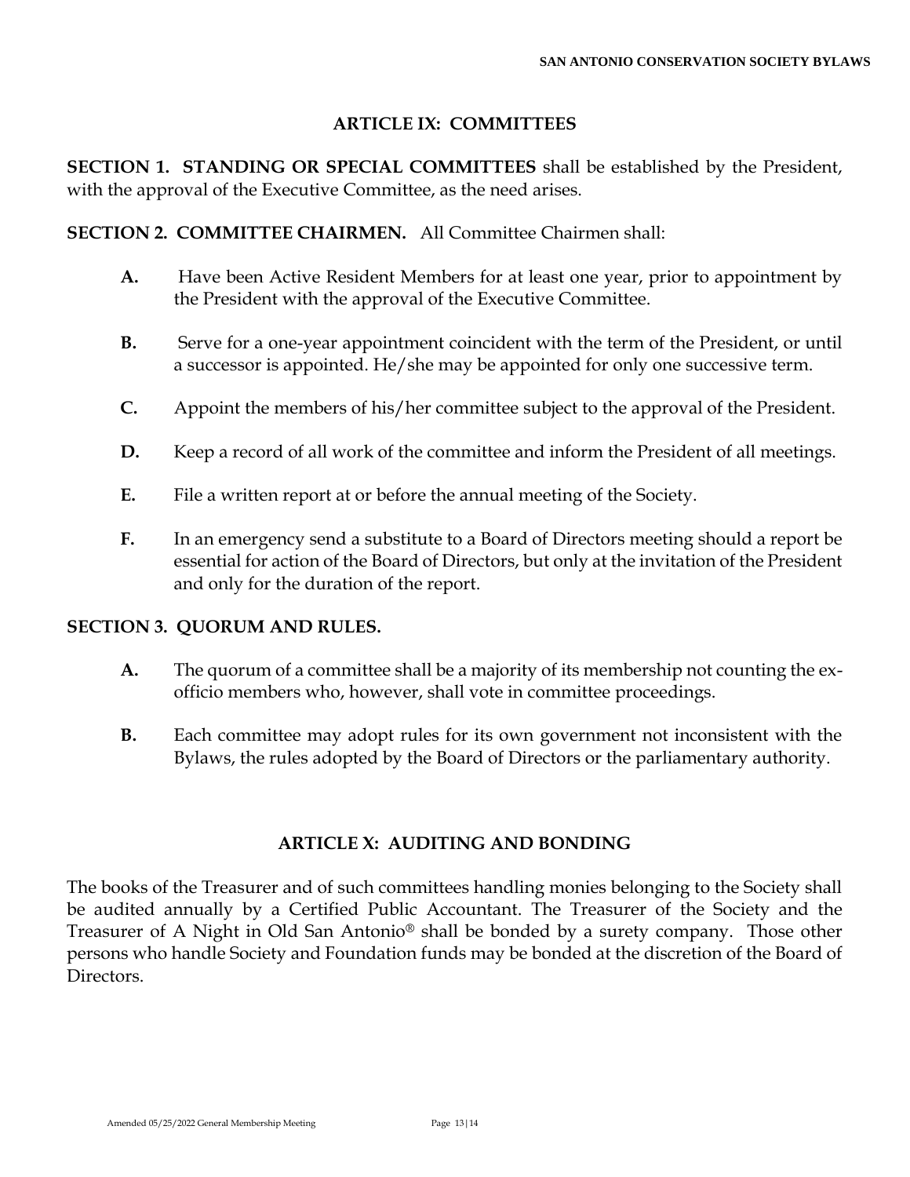## ARTICLE IX: COMMITTEES

**SECTION 1. STANDING OR SPECIAL COMMITTEES** shall be established by the President, with the approval of the Executive Committee, as the need arises.

**SECTION 2. COMMITTEE CHAIRMEN.** All Committee Chairmen shall:

**A.** Have been Active Resident Members for at least one year, prior to appointment by the President with the approval of the Executive Committee.

**B.** Serve for a one-year appointment coincident with the term of the President, or until a successor is appointed. He/she may be appointed for only one successive term.

**C.** Appoint the members of his/her committee subject to the approval of the President.

**D.** Keep a record of all work of the committee and inform the President of all meetings.

**E.** File a written report at or before the annual meeting of the Society.

**F.** In an emergency send a substitute to a Board of Directors meeting should a report be essential for action of the Board of Directors, but only at the invitation of the President and only for the duration of the report.

**SECTION 3. QUORUM AND RULES.**

**A.** The quorum of a committee shall be a majority of its membership not counting the ex-officio members who, however, shall vote in committee proceedings.

**B.** Each committee may adopt rules for its own government not inconsistent with the Bylaws, the rules adopted by the Board of Directors or the parliamentary authority.

## ARTICLE X: AUDITING AND BONDING

The books of the Treasurer and of such committees handling monies belonging to the Society shall be audited annually by a Certified Public Accountant. The Treasurer of the Society and the Treasurer of A Night in Old San Antonio® shall be bonded by a surety company. Those other persons who handle Society and Foundation funds may be bonded at the discretion of the Board of Directors.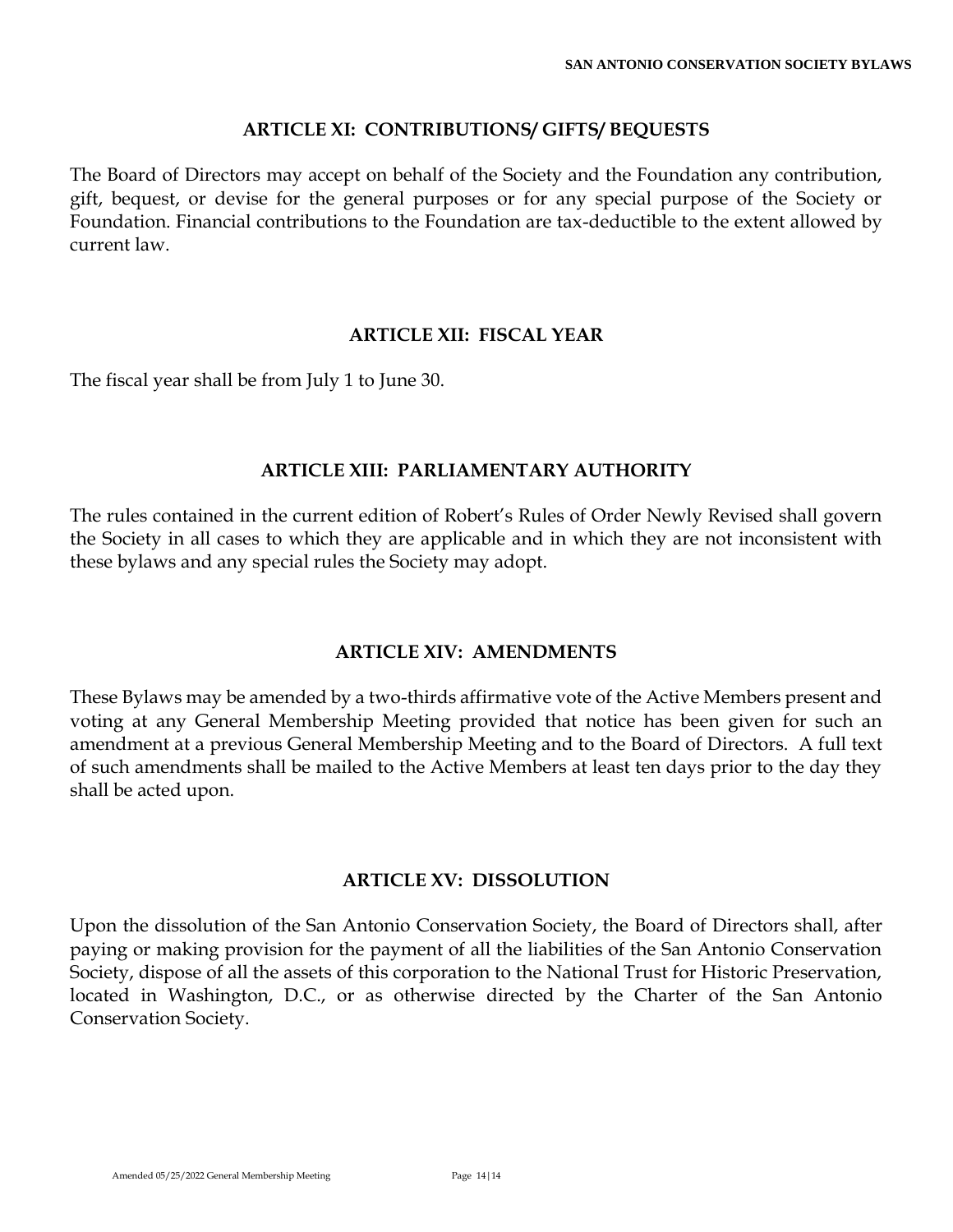## ARTICLE XI: CONTRIBUTIONS/ GIFTS/ BEQUESTS

The Board of Directors may accept on behalf of the Society and the Foundation any contribution, gift, bequest, or devise for the general purposes or for any special purpose of the Society or Foundation. Financial contributions to the Foundation are tax-deductible to the extent allowed by current law.

## ARTICLE XII: FISCAL YEAR

The fiscal year shall be from July 1 to June 30.

## ARTICLE XIII: PARLIAMENTARY AUTHORITY

The rules contained in the current edition of Robert's Rules of Order Newly Revised shall govern the Society in all cases to which they are applicable and in which they are not inconsistent with these bylaws and any special rules the Society may adopt.

## ARTICLE XIV: AMENDMENTS

These Bylaws may be amended by a two-thirds affirmative vote of the Active Members present and voting at any General Membership Meeting provided that notice has been given for such an amendment at a previous General Membership Meeting and to the Board of Directors. A full text of such amendments shall be mailed to the Active Members at least ten days prior to the day they shall be acted upon.

## ARTICLE XV: DISSOLUTION

Upon the dissolution of the San Antonio Conservation Society, the Board of Directors shall, after paying or making provision for the payment of all the liabilities of the San Antonio Conservation Society, dispose of all the assets of this corporation to the National Trust for Historic Preservation, located in Washington, D.C., or as otherwise directed by the Charter of the San Antonio Conservation Society.